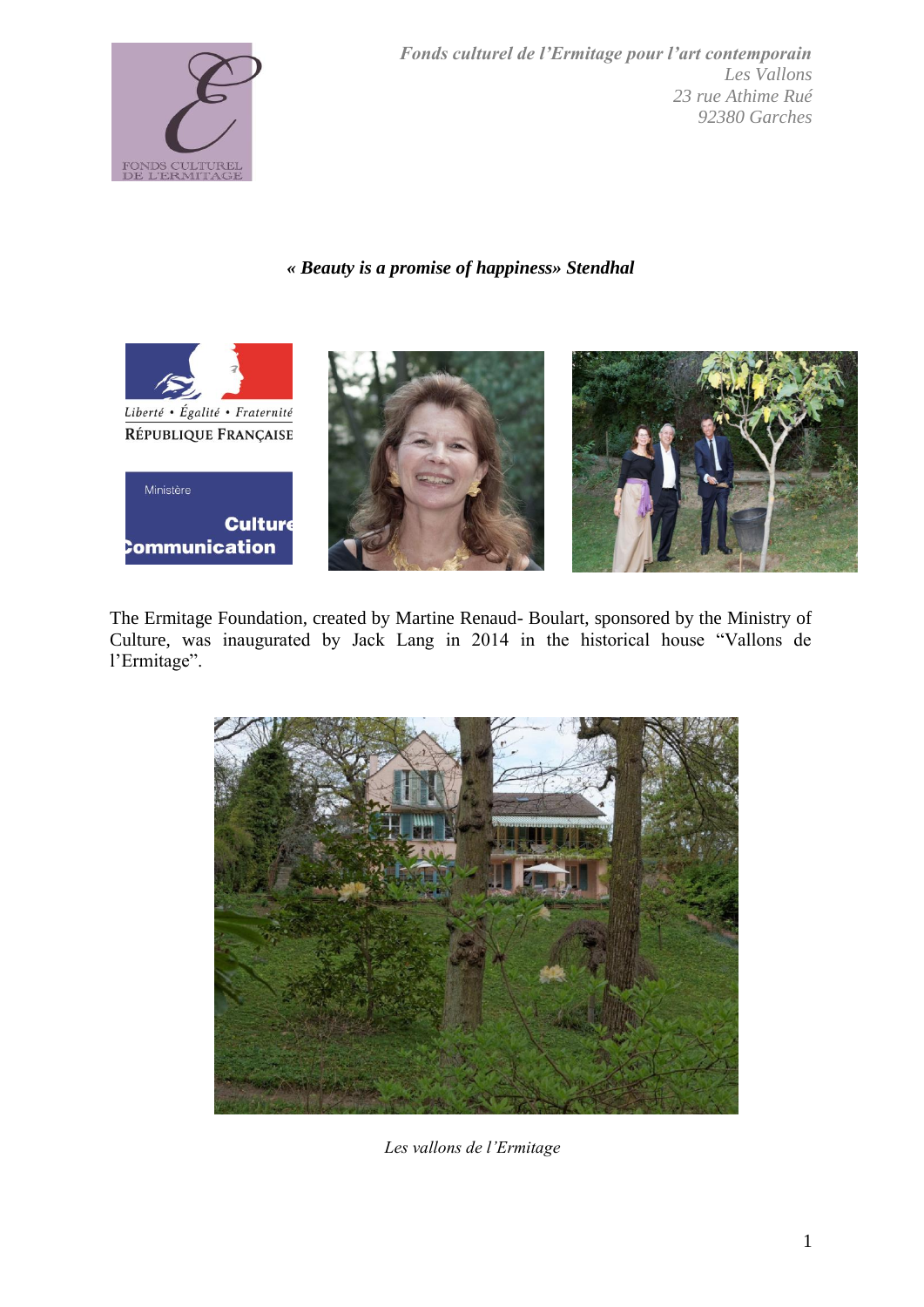*Fonds culturel de l'Ermitage pour l'art contemporain*
*Les Vallons*
*23 rue Athime Rué*
*92380 Garches*

***« Beauty is a promise of happiness» Stendhal***

The Ermitage Foundation, created by Martine Renaud- Boulart, sponsored by the Ministry of Culture, was inaugurated by Jack Lang in 2014 in the historical house "Vallons de l'Ermitage".

*Les vallons de l'Ermitage*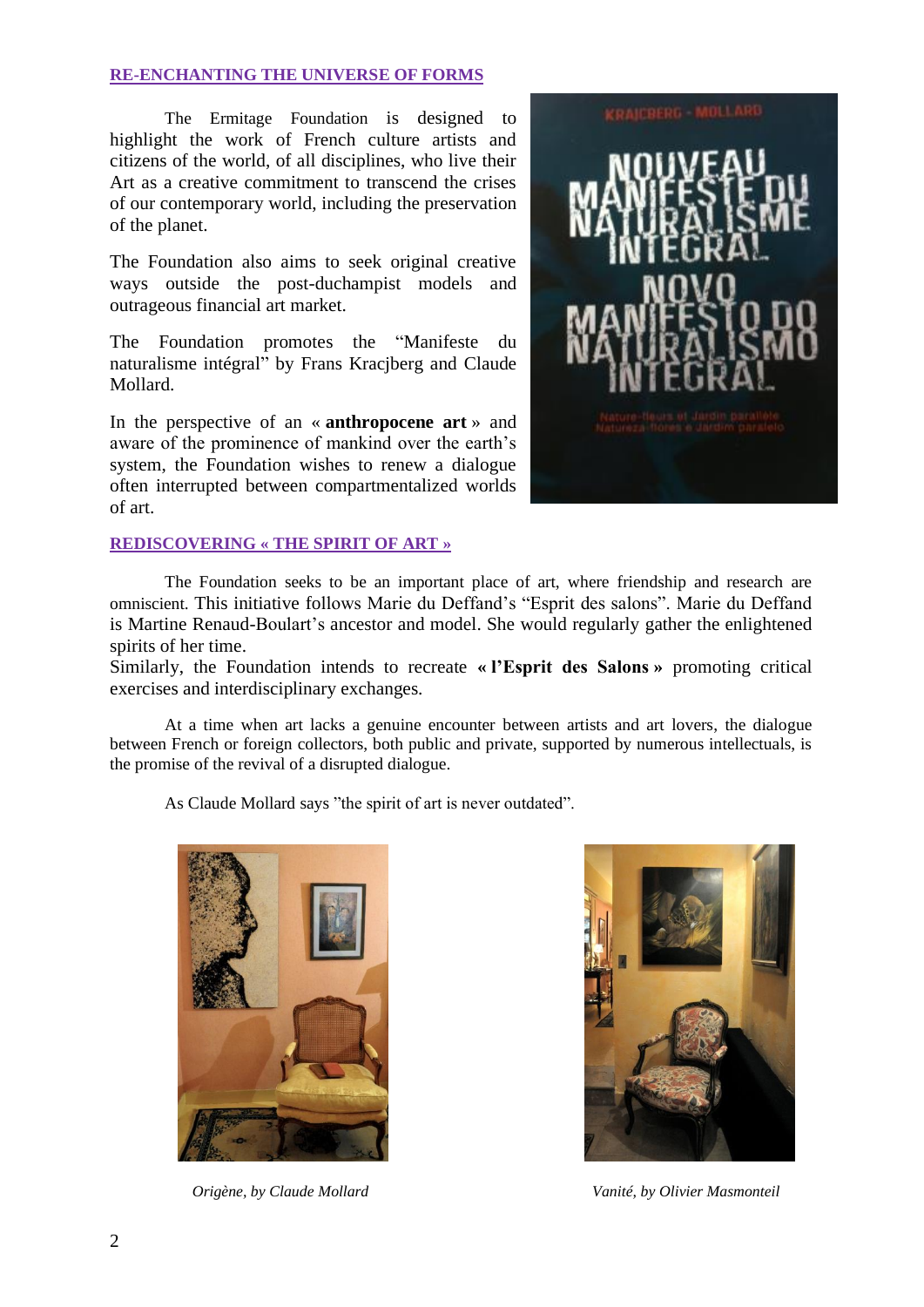## RE-ENCHANTING THE UNIVERSE OF FORMS

The Ermitage Foundation is designed to highlight the work of French culture artists and citizens of the world, of all disciplines, who live their Art as a creative commitment to transcend the crises of our contemporary world, including the preservation of the planet.

The Foundation also aims to seek original creative ways outside the post-duchampist models and outrageous financial art market.

The Foundation promotes the "Manifeste du naturalisme intégral" by Frans Kracjberg and Claude Mollard.

In the perspective of an « **anthropocene art** » and aware of the prominence of mankind over the earth's system, the Foundation wishes to renew a dialogue often interrupted between compartmentalized worlds of art.

## REDISCOVERING « THE SPIRIT OF ART »

The Foundation seeks to be an important place of art, where friendship and research are omniscient. This initiative follows Marie du Deffand's "Esprit des salons". Marie du Deffand is Martine Renaud-Boulart's ancestor and model. She would regularly gather the enlightened spirits of her time.

Similarly, the Foundation intends to recreate **« l'Esprit des Salons »** promoting critical exercises and interdisciplinary exchanges.

At a time when art lacks a genuine encounter between artists and art lovers, the dialogue between French or foreign collectors, both public and private, supported by numerous intellectuals, is the promise of the revival of a disrupted dialogue.

As Claude Mollard says "the spirit of art is never outdated".

*Origène, by Claude Mollard*

*Vanité, by Olivier Masmonteil*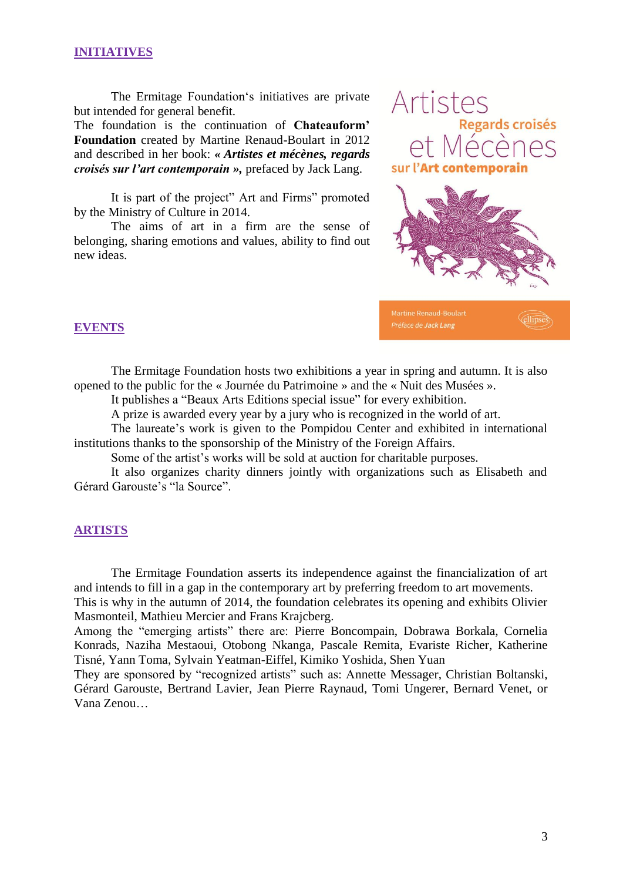## INITIATIVES

The Ermitage Foundation's initiatives are private but intended for general benefit.
The foundation is the continuation of **Chateauform' Foundation** created by Martine Renaud-Boulart in 2012 and described in her book: ***« Artistes et mécènes, regards croisés sur l'art contemporain »,*** prefaced by Jack Lang.

It is part of the project" Art and Firms" promoted by the Ministry of Culture in 2014.
The aims of art in a firm are the sense of belonging, sharing emotions and values, ability to find out new ideas.

## EVENTS

The Ermitage Foundation hosts two exhibitions a year in spring and autumn. It is also opened to the public for the « Journée du Patrimoine » and the « Nuit des Musées ».
It publishes a "Beaux Arts Editions special issue" for every exhibition.
A prize is awarded every year by a jury who is recognized in the world of art.
The laureate's work is given to the Pompidou Center and exhibited in international institutions thanks to the sponsorship of the Ministry of the Foreign Affairs.
Some of the artist's works will be sold at auction for charitable purposes.
It also organizes charity dinners jointly with organizations such as Elisabeth and Gérard Garouste's "la Source".

## ARTISTS

The Ermitage Foundation asserts its independence against the financialization of art and intends to fill in a gap in the contemporary art by preferring freedom to art movements.
This is why in the autumn of 2014, the foundation celebrates its opening and exhibits Olivier Masmonteil, Mathieu Mercier and Frans Krajcberg.
Among the "emerging artists" there are: Pierre Boncompain, Dobrawa Borkala, Cornelia Konrads, Naziha Mestaoui, Otobong Nkanga, Pascale Remita, Evariste Richer, Katherine Tisné, Yann Toma, Sylvain Yeatman-Eiffel, Kimiko Yoshida, Shen Yuan
They are sponsored by "recognized artists" such as: Annette Messager, Christian Boltanski, Gérard Garouste, Bertrand Lavier, Jean Pierre Raynaud, Tomi Ungerer, Bernard Venet, or Vana Zenou…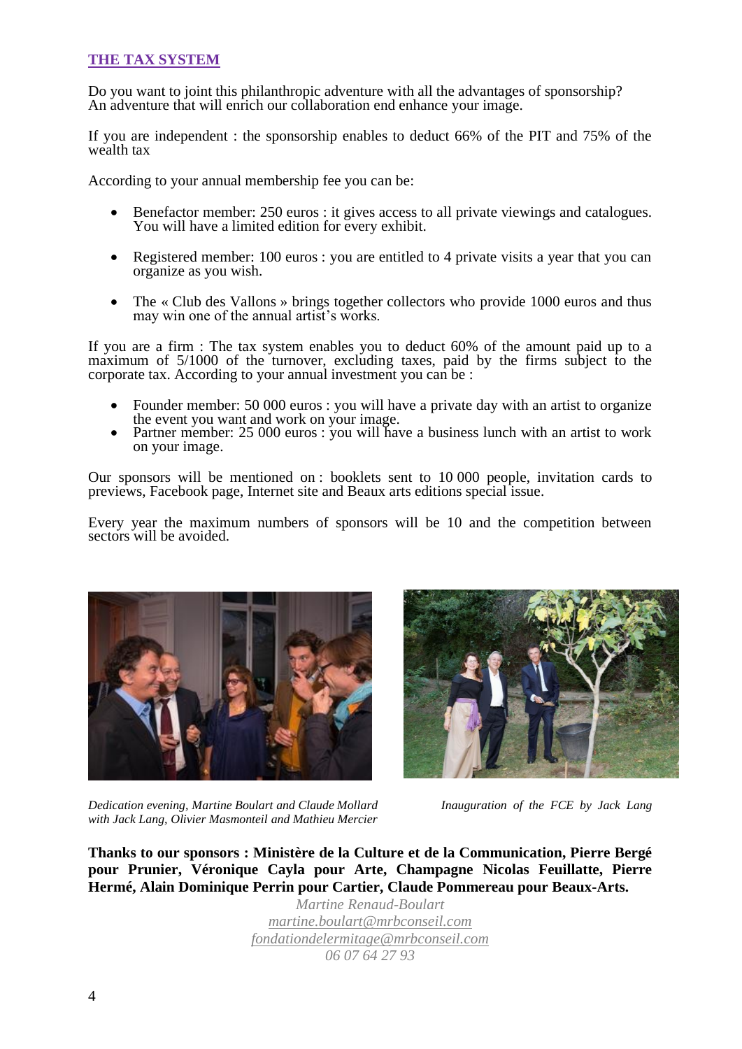## THE TAX SYSTEM

Do you want to joint this philanthropic adventure with all the advantages of sponsorship? An adventure that will enrich our collaboration end enhance your image.

If you are independent : the sponsorship enables to deduct 66% of the PIT and 75% of the wealth tax

According to your annual membership fee you can be:

- Benefactor member: 250 euros : it gives access to all private viewings and catalogues. You will have a limited edition for every exhibit.
- Registered member: 100 euros : you are entitled to 4 private visits a year that you can organize as you wish.
- The « Club des Vallons » brings together collectors who provide 1000 euros and thus may win one of the annual artist's works.

If you are a firm : The tax system enables you to deduct 60% of the amount paid up to a maximum of 5/1000 of the turnover, excluding taxes, paid by the firms subject to the corporate tax. According to your annual investment you can be :

- Founder member: 50 000 euros : you will have a private day with an artist to organize the event you want and work on your image.
- Partner member: 25 000 euros : you will have a business lunch with an artist to work on your image.

Our sponsors will be mentioned on : booklets sent to 10 000 people, invitation cards to previews, Facebook page, Internet site and Beaux arts editions special issue.

Every year the maximum numbers of sponsors will be 10 and the competition between sectors will be avoided.

*Dedication evening, Martine Boulart and Claude Mollard with Jack Lang, Olivier Masmonteil and Mathieu Mercier*

*Inauguration of the FCE by Jack Lang*

**Thanks to our sponsors : Ministère de la Culture et de la Communication, Pierre Bergé pour Prunier, Véronique Cayla pour Arte, Champagne Nicolas Feuillatte, Pierre Hermé, Alain Dominique Perrin pour Cartier, Claude Pommereau pour Beaux-Arts.**

*Martine Renaud-Boulart*
*martine.boulart@mrbconseil.com*
*fondationdelermitage@mrbconseil.com*
*06 07 64 27 93*